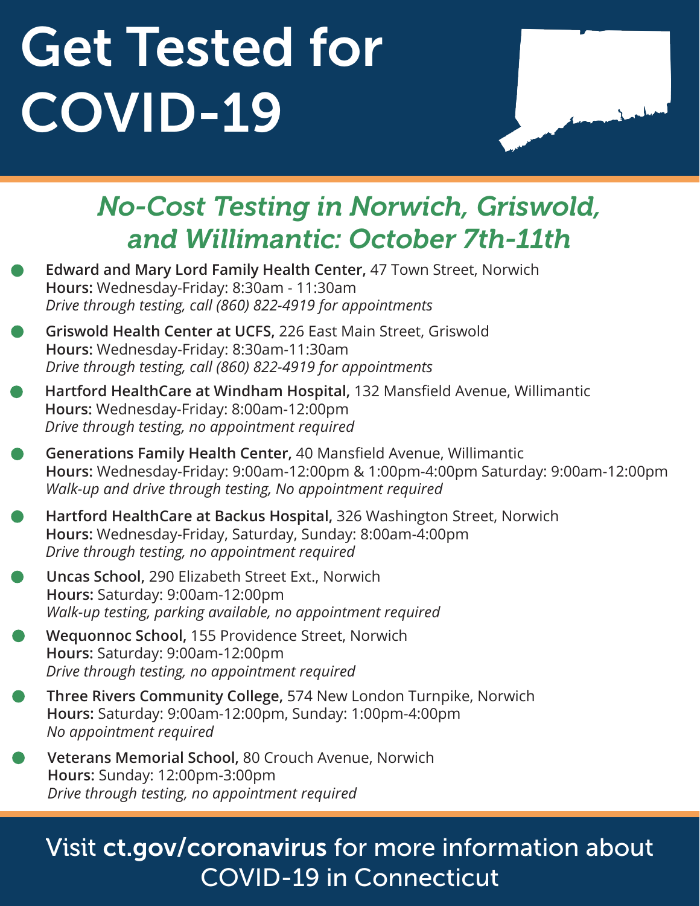# Get Tested for COVID-19

## *No-Cost Testing in Norwich, Griswold, and Willimantic: October 7th-11th*

- **Edward and Mary Lord Family Health Center,** 47 Town Street, Norwich
  **Hours:** Wednesday-Friday: 8:30am - 11:30am
  *Drive through testing, call (860) 822-4919 for appointments*

- **Griswold Health Center at UCFS,** 226 East Main Street, Griswold
  **Hours:** Wednesday-Friday: 8:30am-11:30am
  *Drive through testing, call (860) 822-4919 for appointments*

- **Hartford HealthCare at Windham Hospital,** 132 Mansfield Avenue, Willimantic
  **Hours:** Wednesday-Friday: 8:00am-12:00pm
  *Drive through testing, no appointment required*

- **Generations Family Health Center,** 40 Mansfield Avenue, Willimantic
  **Hours:** Wednesday-Friday: 9:00am-12:00pm & 1:00pm-4:00pm Saturday: 9:00am-12:00pm
  *Walk-up and drive through testing, No appointment required*

- **Hartford HealthCare at Backus Hospital,** 326 Washington Street, Norwich
  **Hours:** Wednesday-Friday, Saturday, Sunday: 8:00am-4:00pm
  *Drive through testing, no appointment required*

- **Uncas School,** 290 Elizabeth Street Ext., Norwich
  **Hours:** Saturday: 9:00am-12:00pm
  *Walk-up testing, parking available, no appointment required*

- **Wequonnoc School,** 155 Providence Street, Norwich
  **Hours:** Saturday: 9:00am-12:00pm
  *Drive through testing, no appointment required*

- **Three Rivers Community College,** 574 New London Turnpike, Norwich
  **Hours:** Saturday: 9:00am-12:00pm, Sunday: 1:00pm-4:00pm
  *No appointment required*

- **Veterans Memorial School,** 80 Crouch Avenue, Norwich
  **Hours:** Sunday: 12:00pm-3:00pm
  *Drive through testing, no appointment required*

Visit **ct.gov/coronavirus** for more information about COVID-19 in Connecticut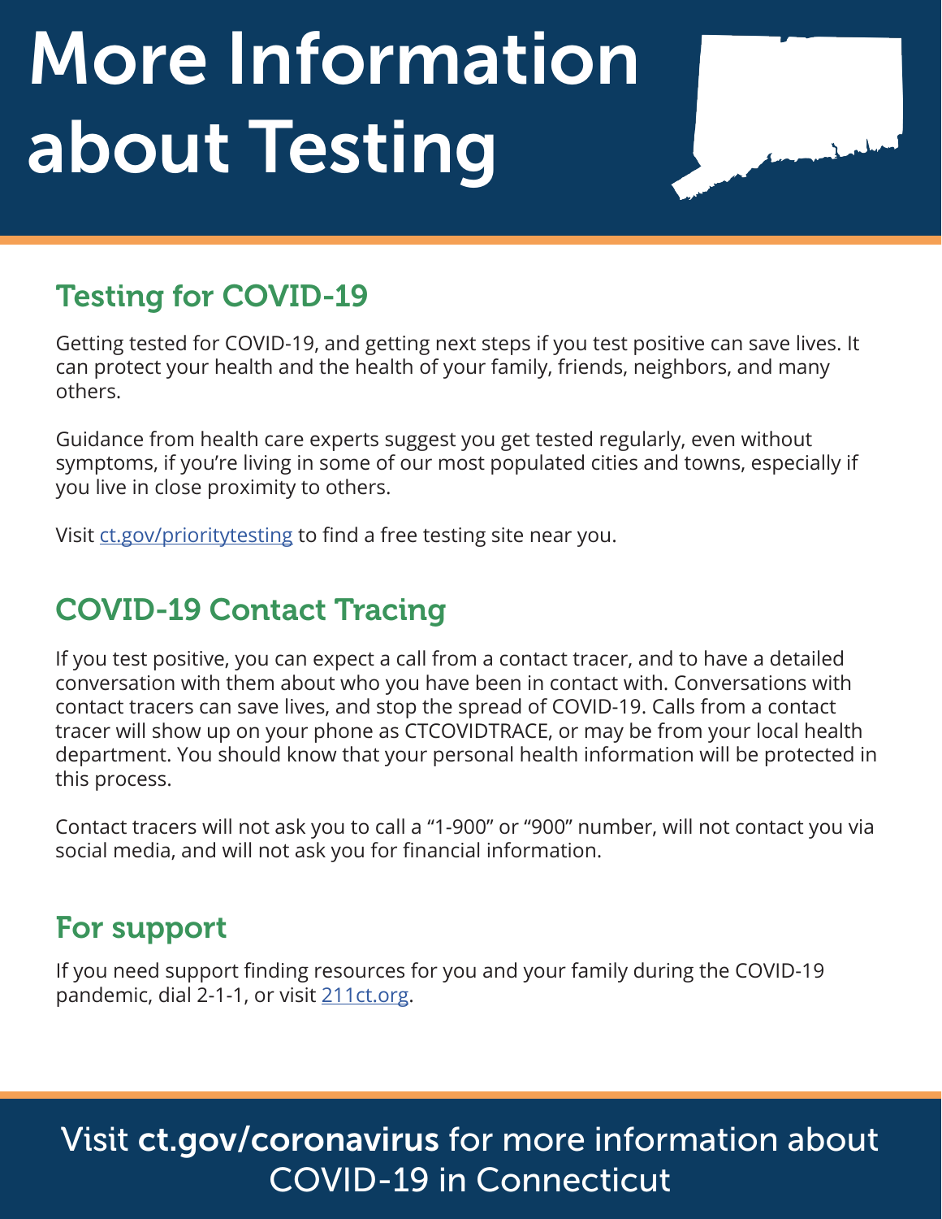# More Information about Testing

## Testing for COVID-19

Getting tested for COVID-19, and getting next steps if you test positive can save lives. It can protect your health and the health of your family, friends, neighbors, and many others.

Guidance from health care experts suggest you get tested regularly, even without symptoms, if you're living in some of our most populated cities and towns, especially if you live in close proximity to others.

Visit ct.gov/prioritytesting to find a free testing site near you.

## COVID-19 Contact Tracing

If you test positive, you can expect a call from a contact tracer, and to have a detailed conversation with them about who you have been in contact with. Conversations with contact tracers can save lives, and stop the spread of COVID-19. Calls from a contact tracer will show up on your phone as CTCOVIDTRACE, or may be from your local health department. You should know that your personal health information will be protected in this process.

Contact tracers will not ask you to call a "1-900" or "900" number, will not contact you via social media, and will not ask you for financial information.

## For support

If you need support finding resources for you and your family during the COVID-19 pandemic, dial 2-1-1, or visit 211ct.org.

Visit **ct.gov/coronavirus** for more information about COVID-19 in Connecticut